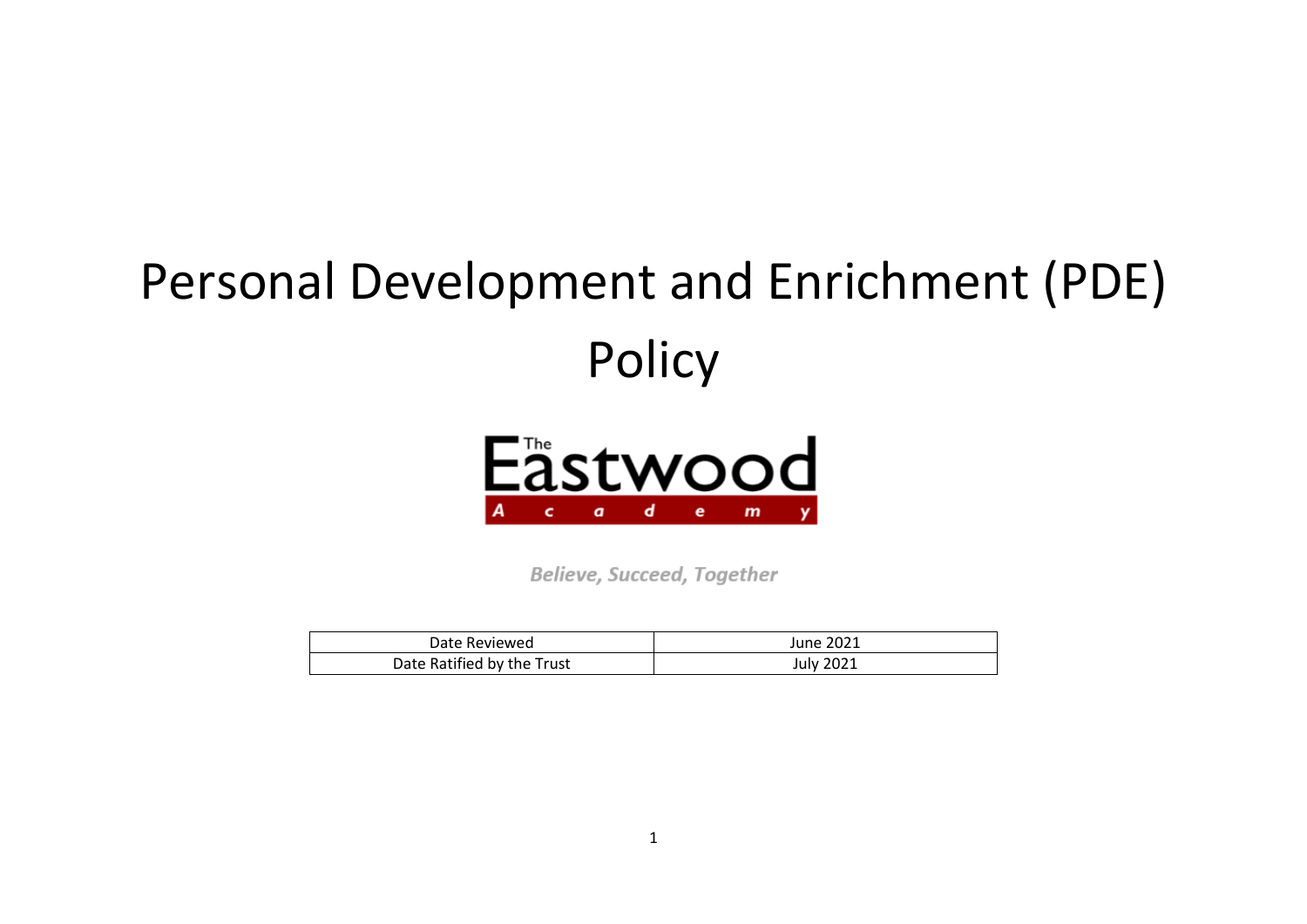# Personal Development and Enrichment (PDE) Policy

The Eastwood Academy

*Believe, Succeed, Together*

| Date Reviewed | June 2021 |
| --- | --- |
| Date Ratified by the Trust | July 2021 |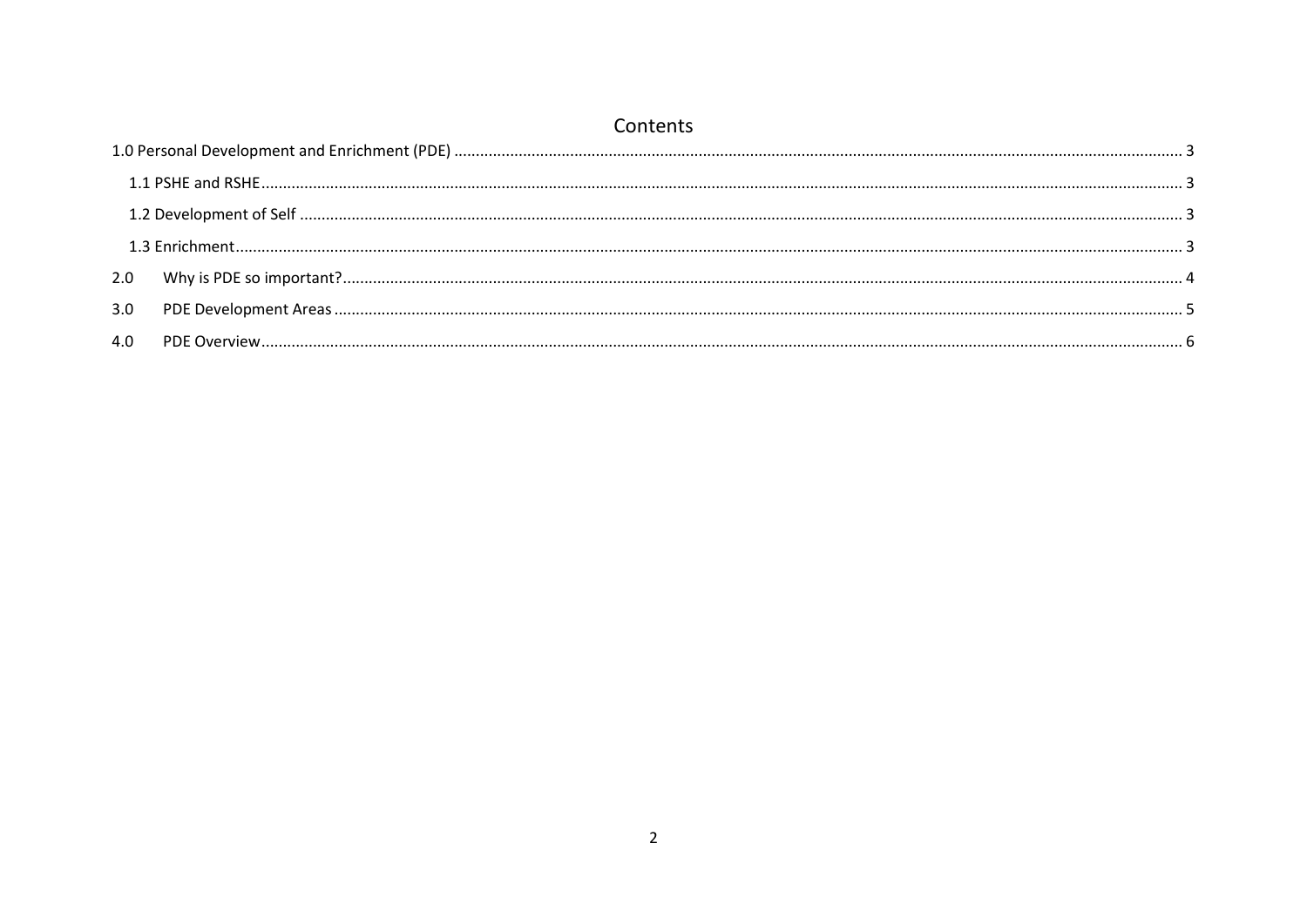# Contents

1.0 Personal Development and Enrichment (PDE) ........ 3

- 1.1 PSHE and RSHE ........ 3
- 1.2 Development of Self ........ 3
- 1.3 Enrichment ........ 3

2.0 Why is PDE so important? ........ 4

3.0 PDE Development Areas ........ 5

4.0 PDE Overview ........ 6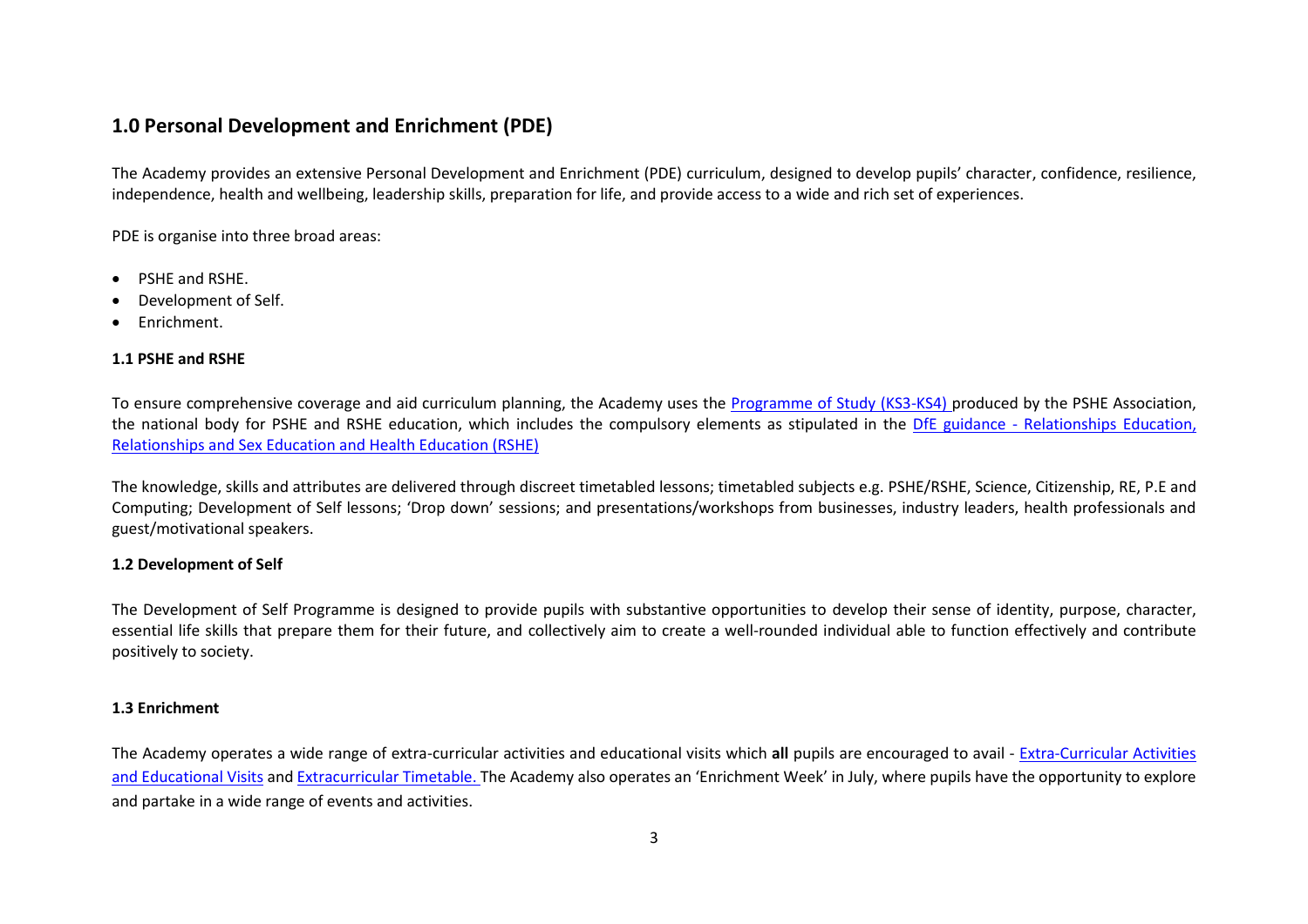## 1.0 Personal Development and Enrichment (PDE)

The Academy provides an extensive Personal Development and Enrichment (PDE) curriculum, designed to develop pupils' character, confidence, resilience, independence, health and wellbeing, leadership skills, preparation for life, and provide access to a wide and rich set of experiences.

PDE is organise into three broad areas:

- PSHE and RSHE.
- Development of Self.
- Enrichment.

### 1.1 PSHE and RSHE

To ensure comprehensive coverage and aid curriculum planning, the Academy uses the Programme of Study (KS3-KS4) produced by the PSHE Association, the national body for PSHE and RSHE education, which includes the compulsory elements as stipulated in the DfE guidance - Relationships Education, Relationships and Sex Education and Health Education (RSHE)

The knowledge, skills and attributes are delivered through discreet timetabled lessons; timetabled subjects e.g. PSHE/RSHE, Science, Citizenship, RE, P.E and Computing; Development of Self lessons; 'Drop down' sessions; and presentations/workshops from businesses, industry leaders, health professionals and guest/motivational speakers.

### 1.2 Development of Self

The Development of Self Programme is designed to provide pupils with substantive opportunities to develop their sense of identity, purpose, character, essential life skills that prepare them for their future, and collectively aim to create a well-rounded individual able to function effectively and contribute positively to society.

### 1.3 Enrichment

The Academy operates a wide range of extra-curricular activities and educational visits which **all** pupils are encouraged to avail - Extra-Curricular Activities and Educational Visits and Extracurricular Timetable. The Academy also operates an 'Enrichment Week' in July, where pupils have the opportunity to explore and partake in a wide range of events and activities.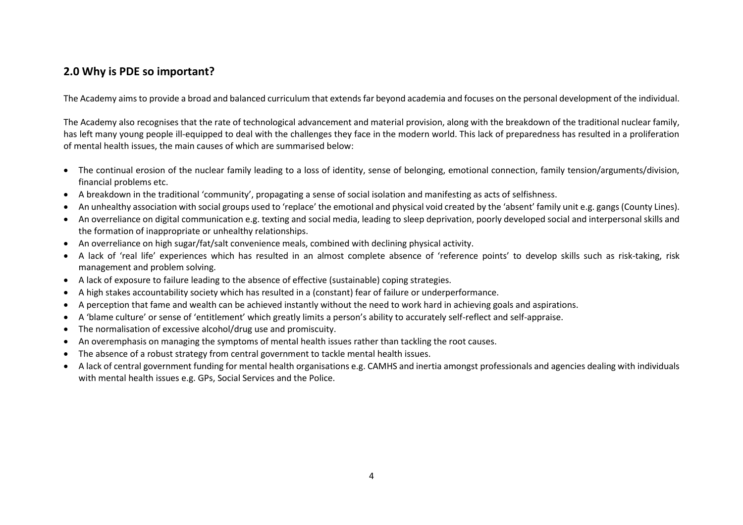## 2.0 Why is PDE so important?

The Academy aims to provide a broad and balanced curriculum that extends far beyond academia and focuses on the personal development of the individual.

The Academy also recognises that the rate of technological advancement and material provision, along with the breakdown of the traditional nuclear family, has left many young people ill-equipped to deal with the challenges they face in the modern world. This lack of preparedness has resulted in a proliferation of mental health issues, the main causes of which are summarised below:

- The continual erosion of the nuclear family leading to a loss of identity, sense of belonging, emotional connection, family tension/arguments/division, financial problems etc.
- A breakdown in the traditional 'community', propagating a sense of social isolation and manifesting as acts of selfishness.
- An unhealthy association with social groups used to 'replace' the emotional and physical void created by the 'absent' family unit e.g. gangs (County Lines).
- An overreliance on digital communication e.g. texting and social media, leading to sleep deprivation, poorly developed social and interpersonal skills and the formation of inappropriate or unhealthy relationships.
- An overreliance on high sugar/fat/salt convenience meals, combined with declining physical activity.
- A lack of 'real life' experiences which has resulted in an almost complete absence of 'reference points' to develop skills such as risk-taking, risk management and problem solving.
- A lack of exposure to failure leading to the absence of effective (sustainable) coping strategies.
- A high stakes accountability society which has resulted in a (constant) fear of failure or underperformance.
- A perception that fame and wealth can be achieved instantly without the need to work hard in achieving goals and aspirations.
- A 'blame culture' or sense of 'entitlement' which greatly limits a person's ability to accurately self-reflect and self-appraise.
- The normalisation of excessive alcohol/drug use and promiscuity.
- An overemphasis on managing the symptoms of mental health issues rather than tackling the root causes.
- The absence of a robust strategy from central government to tackle mental health issues.
- A lack of central government funding for mental health organisations e.g. CAMHS and inertia amongst professionals and agencies dealing with individuals with mental health issues e.g. GPs, Social Services and the Police.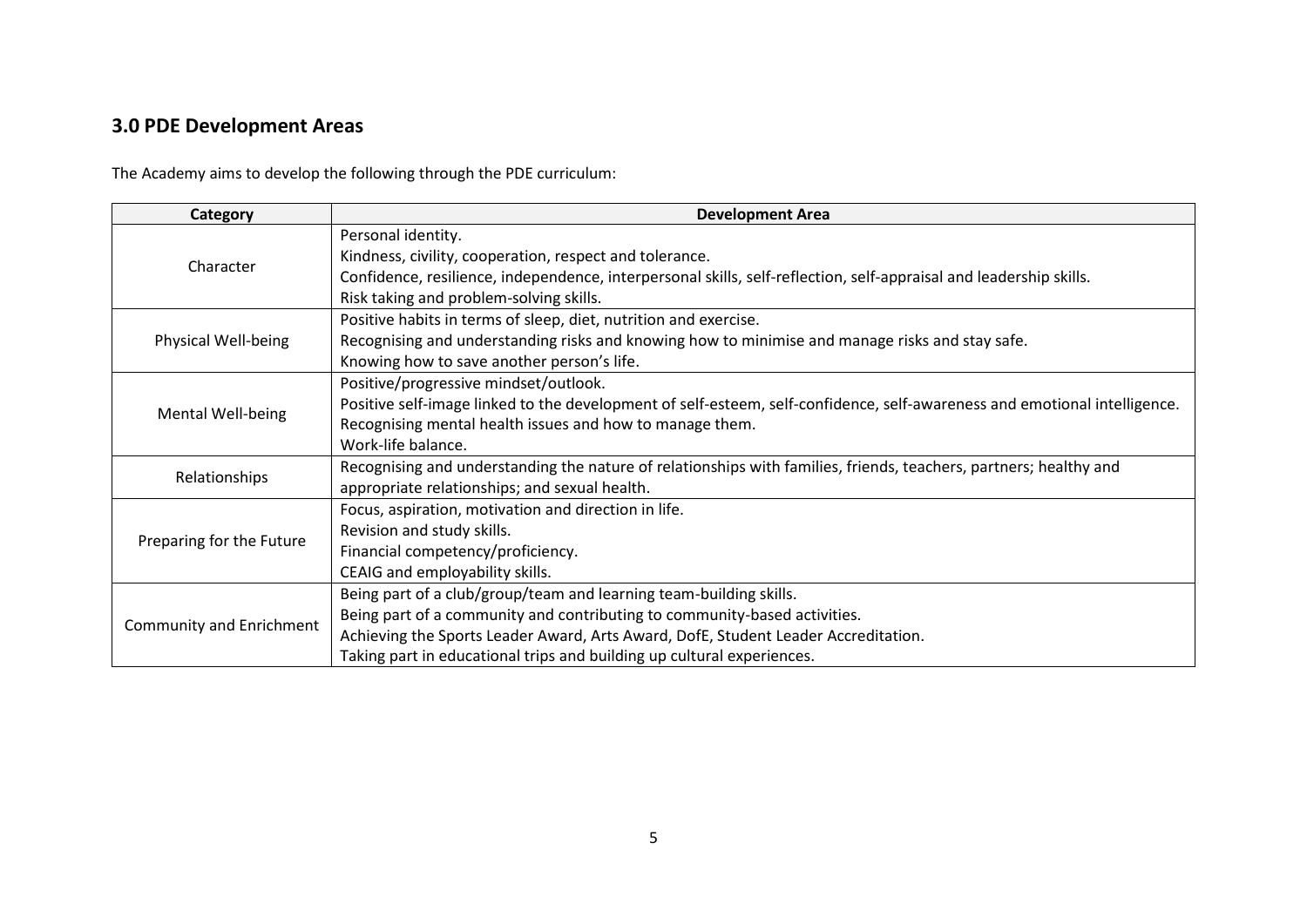## 3.0 PDE Development Areas

The Academy aims to develop the following through the PDE curriculum:

| Category | Development Area |
|---|---|
| Character | Personal identity.<br>Kindness, civility, cooperation, respect and tolerance.<br>Confidence, resilience, independence, interpersonal skills, self-reflection, self-appraisal and leadership skills.<br>Risk taking and problem-solving skills. |
| Physical Well-being | Positive habits in terms of sleep, diet, nutrition and exercise.<br>Recognising and understanding risks and knowing how to minimise and manage risks and stay safe.<br>Knowing how to save another person's life. |
| Mental Well-being | Positive/progressive mindset/outlook.<br>Positive self-image linked to the development of self-esteem, self-confidence, self-awareness and emotional intelligence.<br>Recognising mental health issues and how to manage them.<br>Work-life balance. |
| Relationships | Recognising and understanding the nature of relationships with families, friends, teachers, partners; healthy and appropriate relationships; and sexual health. |
| Preparing for the Future | Focus, aspiration, motivation and direction in life.<br>Revision and study skills.<br>Financial competency/proficiency.<br>CEAIG and employability skills. |
| Community and Enrichment | Being part of a club/group/team and learning team-building skills.<br>Being part of a community and contributing to community-based activities.<br>Achieving the Sports Leader Award, Arts Award, DofE, Student Leader Accreditation.<br>Taking part in educational trips and building up cultural experiences. |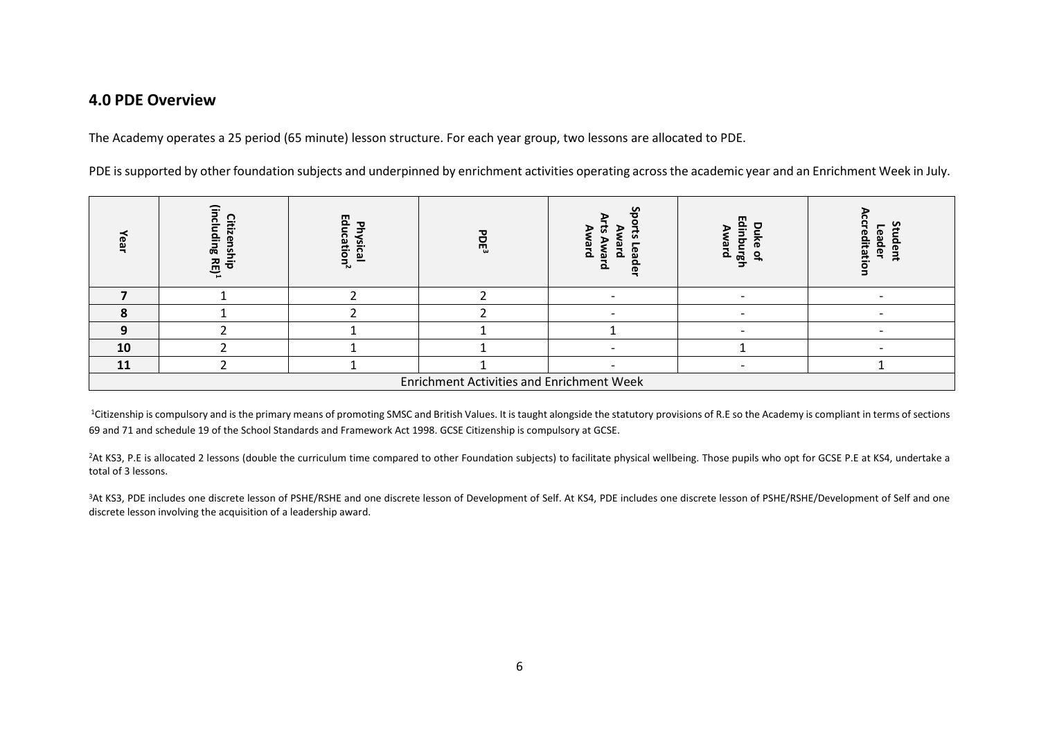## 4.0 PDE Overview

The Academy operates a 25 period (65 minute) lesson structure. For each year group, two lessons are allocated to PDE.

PDE is supported by other foundation subjects and underpinned by enrichment activities operating across the academic year and an Enrichment Week in July.

| Year | Citizenship (including RE)[1] | Physical Education[2] | PDE[3] | Sports Leader Award Arts Award Award | Duke of Edinburgh Award | Student Leader Accreditation |
|---|---|---|---|---|---|---|
| 7 | 1 | 2 | 2 | - | - | - |
| 8 | 1 | 2 | 2 | - | - | - |
| 9 | 2 | 1 | 1 | 1 | - | - |
| 10 | 2 | 1 | 1 | - | 1 | - |
| 11 | 2 | 1 | 1 | - | - | 1 |
| Enrichment Activities and Enrichment Week | | | | | | |

[1]Citizenship is compulsory and is the primary means of promoting SMSC and British Values. It is taught alongside the statutory provisions of R.E so the Academy is compliant in terms of sections 69 and 71 and schedule 19 of the School Standards and Framework Act 1998. GCSE Citizenship is compulsory at GCSE.

[2]At KS3, P.E is allocated 2 lessons (double the curriculum time compared to other Foundation subjects) to facilitate physical wellbeing. Those pupils who opt for GCSE P.E at KS4, undertake a total of 3 lessons.

[3]At KS3, PDE includes one discrete lesson of PSHE/RSHE and one discrete lesson of Development of Self. At KS4, PDE includes one discrete lesson of PSHE/RSHE/Development of Self and one discrete lesson involving the acquisition of a leadership award.